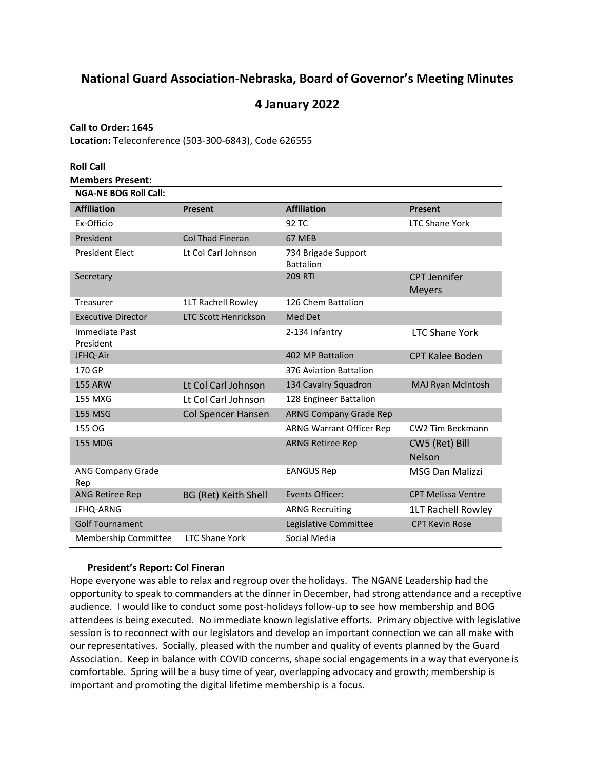# National Guard Association-Nebraska, Board of Governor's Meeting Minutes

## 4 January 2022

**Call to Order: 1645**
**Location:** Teleconference (503-300-6843), Code 626555

**Roll Call**
**Members Present:**

| NGA-NE BOG Roll Call: | | | |
|---|---|---|---|
| **Affiliation** | **Present** | **Affiliation** | **Present** |
| Ex-Officio | | 92 TC | LTC Shane York |
| President | Col Thad Fineran | 67 MEB | |
| President Elect | Lt Col Carl Johnson | 734 Brigade Support Battalion | |
| Secretary | | 209 RTI | CPT Jennifer Meyers |
| Treasurer | 1LT Rachell Rowley | 126 Chem Battalion | |
| Executive Director | LTC Scott Henrickson | Med Det | |
| Immediate Past President | | 2-134 Infantry | LTC Shane York |
| JFHQ-Air | | 402 MP Battalion | CPT Kalee Boden |
| 170 GP | | 376 Aviation Battalion | |
| 155 ARW | Lt Col Carl Johnson | 134 Cavalry Squadron | MAJ Ryan McIntosh |
| 155 MXG | Lt Col Carl Johnson | 128 Engineer Battalion | |
| 155 MSG | Col Spencer Hansen | ARNG Company Grade Rep | |
| 155 OG | | ARNG Warrant Officer Rep | CW2 Tim Beckmann |
| 155 MDG | | ARNG Retiree Rep | CW5 (Ret) Bill Nelson |
| ANG Company Grade Rep | | EANGUS Rep | MSG Dan Malizzi |
| ANG Retiree Rep | BG (Ret) Keith Shell | Events Officer: | CPT Melissa Ventre |
| JFHQ-ARNG | | ARNG Recruiting | 1LT Rachell Rowley |
| Golf Tournament | | Legislative Committee | CPT Kevin Rose |
| Membership Committee | LTC Shane York | Social Media | |

**President's Report: Col Fineran**

Hope everyone was able to relax and regroup over the holidays. The NGANE Leadership had the opportunity to speak to commanders at the dinner in December, had strong attendance and a receptive audience. I would like to conduct some post-holidays follow-up to see how membership and BOG attendees is being executed. No immediate known legislative efforts. Primary objective with legislative session is to reconnect with our legislators and develop an important connection we can all make with our representatives. Socially, pleased with the number and quality of events planned by the Guard Association. Keep in balance with COVID concerns, shape social engagements in a way that everyone is comfortable. Spring will be a busy time of year, overlapping advocacy and growth; membership is important and promoting the digital lifetime membership is a focus.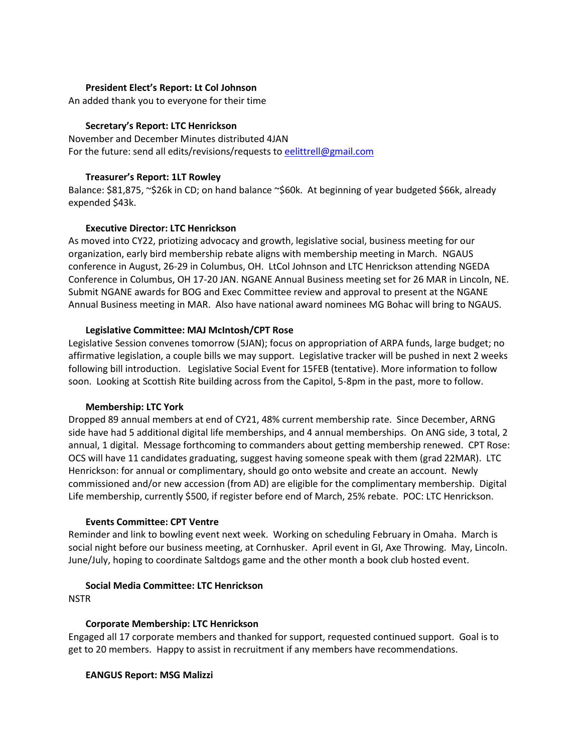**President Elect's Report: Lt Col Johnson**

An added thank you to everyone for their time

**Secretary's Report: LTC Henrickson**

November and December Minutes distributed 4JAN
For the future: send all edits/revisions/requests to eelittrell@gmail.com

**Treasurer's Report: 1LT Rowley**

Balance: $81,875, ~$26k in CD; on hand balance ~$60k. At beginning of year budgeted $66k, already expended $43k.

**Executive Director: LTC Henrickson**

As moved into CY22, priotizing advocacy and growth, legislative social, business meeting for our organization, early bird membership rebate aligns with membership meeting in March. NGAUS conference in August, 26-29 in Columbus, OH. LtCol Johnson and LTC Henrickson attending NGEDA Conference in Columbus, OH 17-20 JAN. NGANE Annual Business meeting set for 26 MAR in Lincoln, NE. Submit NGANE awards for BOG and Exec Committee review and approval to present at the NGANE Annual Business meeting in MAR. Also have national award nominees MG Bohac will bring to NGAUS.

**Legislative Committee: MAJ McIntosh/CPT Rose**

Legislative Session convenes tomorrow (5JAN); focus on appropriation of ARPA funds, large budget; no affirmative legislation, a couple bills we may support. Legislative tracker will be pushed in next 2 weeks following bill introduction. Legislative Social Event for 15FEB (tentative). More information to follow soon. Looking at Scottish Rite building across from the Capitol, 5-8pm in the past, more to follow.

**Membership: LTC York**

Dropped 89 annual members at end of CY21, 48% current membership rate. Since December, ARNG side have had 5 additional digital life memberships, and 4 annual memberships. On ANG side, 3 total, 2 annual, 1 digital. Message forthcoming to commanders about getting membership renewed. CPT Rose: OCS will have 11 candidates graduating, suggest having someone speak with them (grad 22MAR). LTC Henrickson: for annual or complimentary, should go onto website and create an account. Newly commissioned and/or new accession (from AD) are eligible for the complimentary membership. Digital Life membership, currently $500, if register before end of March, 25% rebate. POC: LTC Henrickson.

**Events Committee: CPT Ventre**

Reminder and link to bowling event next week. Working on scheduling February in Omaha. March is social night before our business meeting, at Cornhusker. April event in GI, Axe Throwing. May, Lincoln. June/July, hoping to coordinate Saltdogs game and the other month a book club hosted event.

**Social Media Committee: LTC Henrickson**

NSTR

**Corporate Membership: LTC Henrickson**

Engaged all 17 corporate members and thanked for support, requested continued support. Goal is to get to 20 members. Happy to assist in recruitment if any members have recommendations.

**EANGUS Report: MSG Malizzi**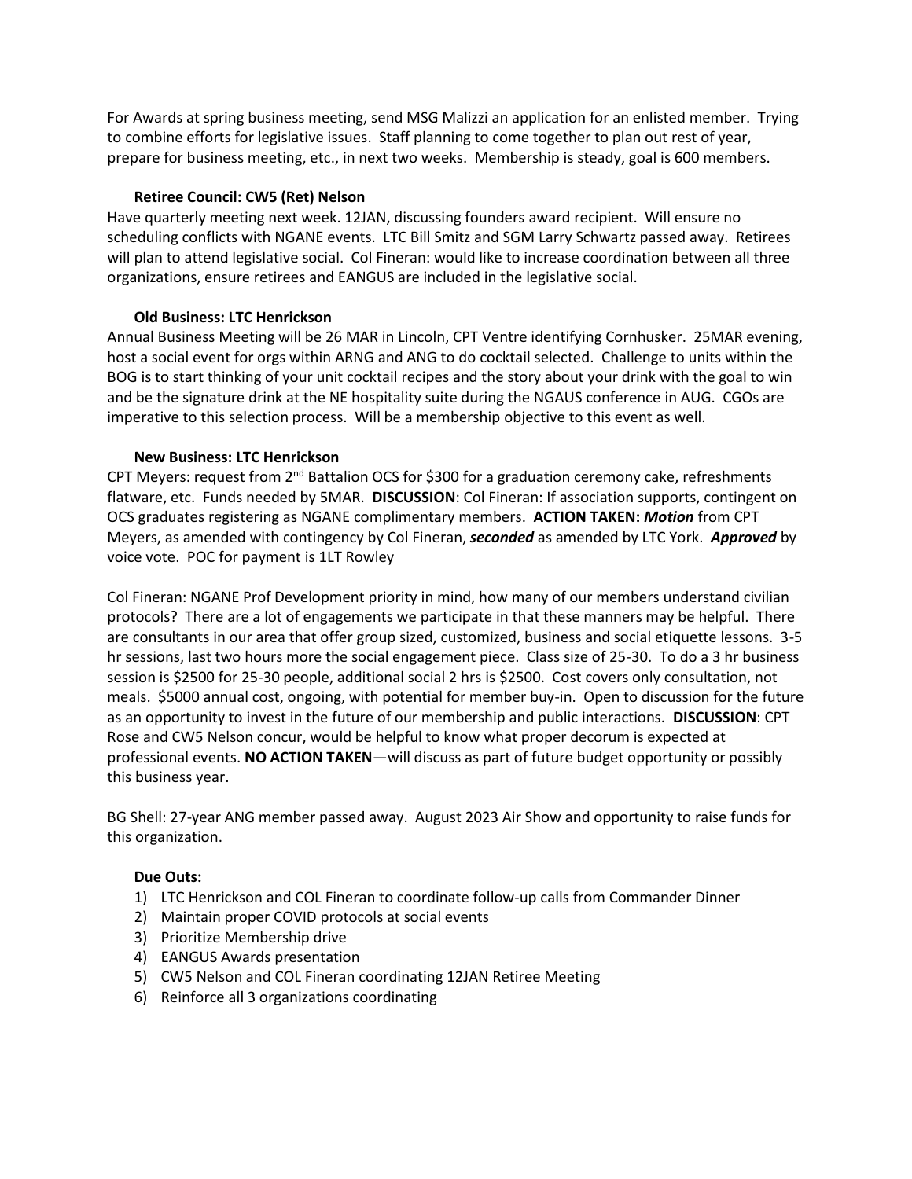For Awards at spring business meeting, send MSG Malizzi an application for an enlisted member. Trying to combine efforts for legislative issues. Staff planning to come together to plan out rest of year, prepare for business meeting, etc., in next two weeks. Membership is steady, goal is 600 members.

**Retiree Council: CW5 (Ret) Nelson**

Have quarterly meeting next week. 12JAN, discussing founders award recipient. Will ensure no scheduling conflicts with NGANE events. LTC Bill Smitz and SGM Larry Schwartz passed away. Retirees will plan to attend legislative social. Col Fineran: would like to increase coordination between all three organizations, ensure retirees and EANGUS are included in the legislative social.

**Old Business: LTC Henrickson**

Annual Business Meeting will be 26 MAR in Lincoln, CPT Ventre identifying Cornhusker. 25MAR evening, host a social event for orgs within ARNG and ANG to do cocktail selected. Challenge to units within the BOG is to start thinking of your unit cocktail recipes and the story about your drink with the goal to win and be the signature drink at the NE hospitality suite during the NGAUS conference in AUG. CGOs are imperative to this selection process. Will be a membership objective to this event as well.

**New Business: LTC Henrickson**

CPT Meyers: request from 2nd Battalion OCS for $300 for a graduation ceremony cake, refreshments flatware, etc. Funds needed by 5MAR. **DISCUSSION**: Col Fineran: If association supports, contingent on OCS graduates registering as NGANE complimentary members. **ACTION TAKEN: *Motion*** from CPT Meyers, as amended with contingency by Col Fineran, ***seconded*** as amended by LTC York. ***Approved*** by voice vote. POC for payment is 1LT Rowley

Col Fineran: NGANE Prof Development priority in mind, how many of our members understand civilian protocols? There are a lot of engagements we participate in that these manners may be helpful. There are consultants in our area that offer group sized, customized, business and social etiquette lessons. 3-5 hr sessions, last two hours more the social engagement piece. Class size of 25-30. To do a 3 hr business session is $2500 for 25-30 people, additional social 2 hrs is $2500. Cost covers only consultation, not meals. $5000 annual cost, ongoing, with potential for member buy-in. Open to discussion for the future as an opportunity to invest in the future of our membership and public interactions. **DISCUSSION**: CPT Rose and CW5 Nelson concur, would be helpful to know what proper decorum is expected at professional events. **NO ACTION TAKEN**—will discuss as part of future budget opportunity or possibly this business year.

BG Shell: 27-year ANG member passed away. August 2023 Air Show and opportunity to raise funds for this organization.

**Due Outs:**

1) LTC Henrickson and COL Fineran to coordinate follow-up calls from Commander Dinner
2) Maintain proper COVID protocols at social events
3) Prioritize Membership drive
4) EANGUS Awards presentation
5) CW5 Nelson and COL Fineran coordinating 12JAN Retiree Meeting
6) Reinforce all 3 organizations coordinating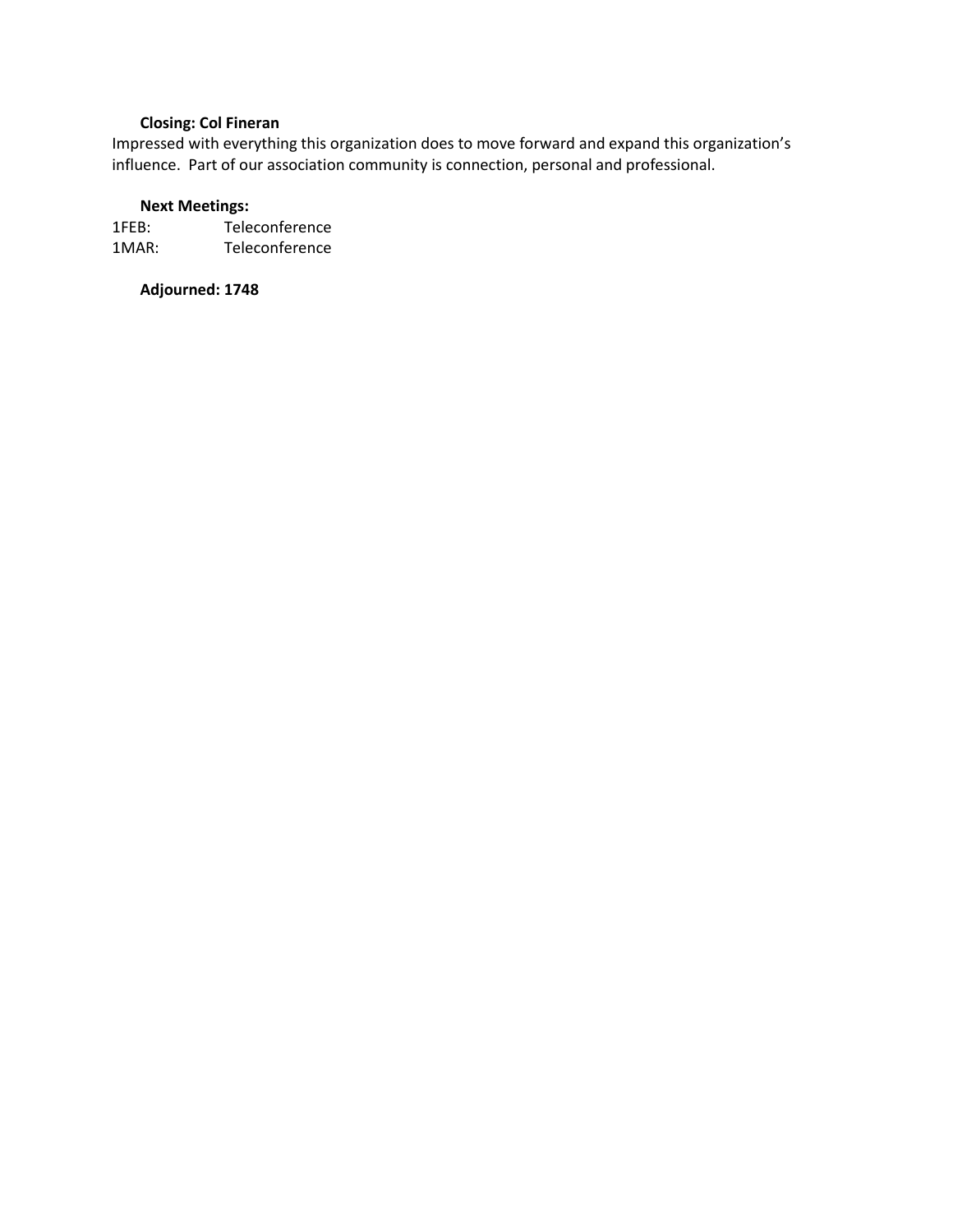**Closing: Col Fineran**

Impressed with everything this organization does to move forward and expand this organization's influence. Part of our association community is connection, personal and professional.

**Next Meetings:**

| | |
|---|---|
| 1FEB: | Teleconference |
| 1MAR: | Teleconference |

**Adjourned: 1748**